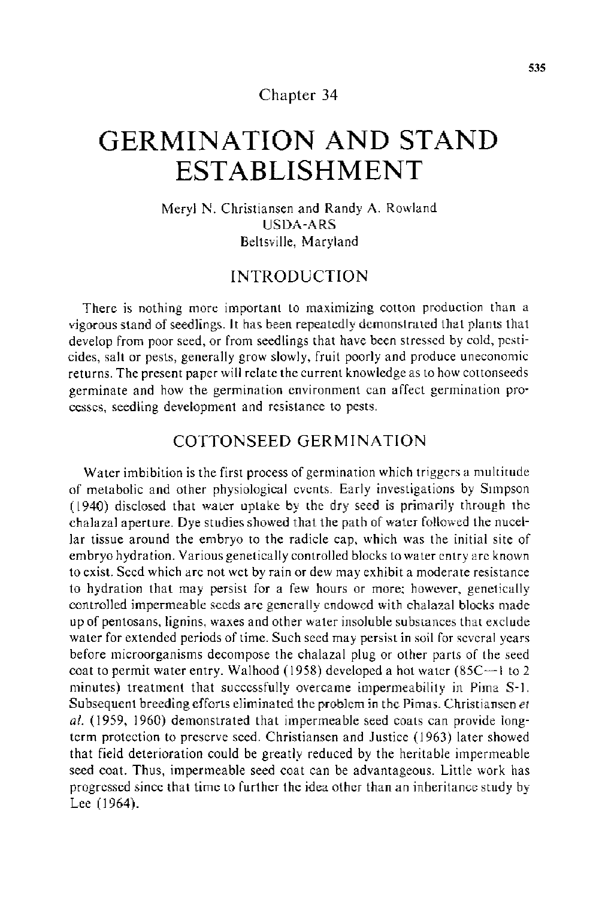Chapter 34

# GERMINATION AND STAND ESTABLISHMENT

Meryl N. Christiansen and Randy A. Rowland
USDA-ARS
Beltsville, Maryland

## INTRODUCTION

There is nothing more important to maximizing cotton production than a vigorous stand of seedlings. It has been repeatedly demonstrated that plants that develop from poor seed, or from seedlings that have been stressed by cold, pesticides, salt or pests, generally grow slowly, fruit poorly and produce uneconomic returns. The present paper will relate the current knowledge as to how cottonseeds germinate and how the germination environment can affect germination processes, seedling development and resistance to pests.

## COTTONSEED GERMINATION

Water imbibition is the first process of germination which triggers a multitude of metabolic and other physiological events. Early investigations by Simpson (1940) disclosed that water uptake by the dry seed is primarily through the chalazal aperture. Dye studies showed that the path of water followed the nucellar tissue around the embryo to the radicle cap, which was the initial site of embryo hydration. Various genetically controlled blocks to water entry are known to exist. Seed which are not wet by rain or dew may exhibit a moderate resistance to hydration that may persist for a few hours or more; however, genetically controlled impermeable seeds are generally endowed with chalazal blocks made up of pentosans, lignins, waxes and other water insoluble substances that exclude water for extended periods of time. Such seed may persist in soil for several years before microorganisms decompose the chalazal plug or other parts of the seed coat to permit water entry. Walhood (1958) developed a hot water (85C—1 to 2 minutes) treatment that successfully overcame impermeability in Pima S-1. Subsequent breeding efforts eliminated the problem in the Pimas. Christiansen *et al.* (1959, 1960) demonstrated that impermeable seed coats can provide long-term protection to preserve seed. Christiansen and Justice (1963) later showed that field deterioration could be greatly reduced by the heritable impermeable seed coat. Thus, impermeable seed coat can be advantageous. Little work has progressed since that time to further the idea other than an inheritance study by Lee (1964).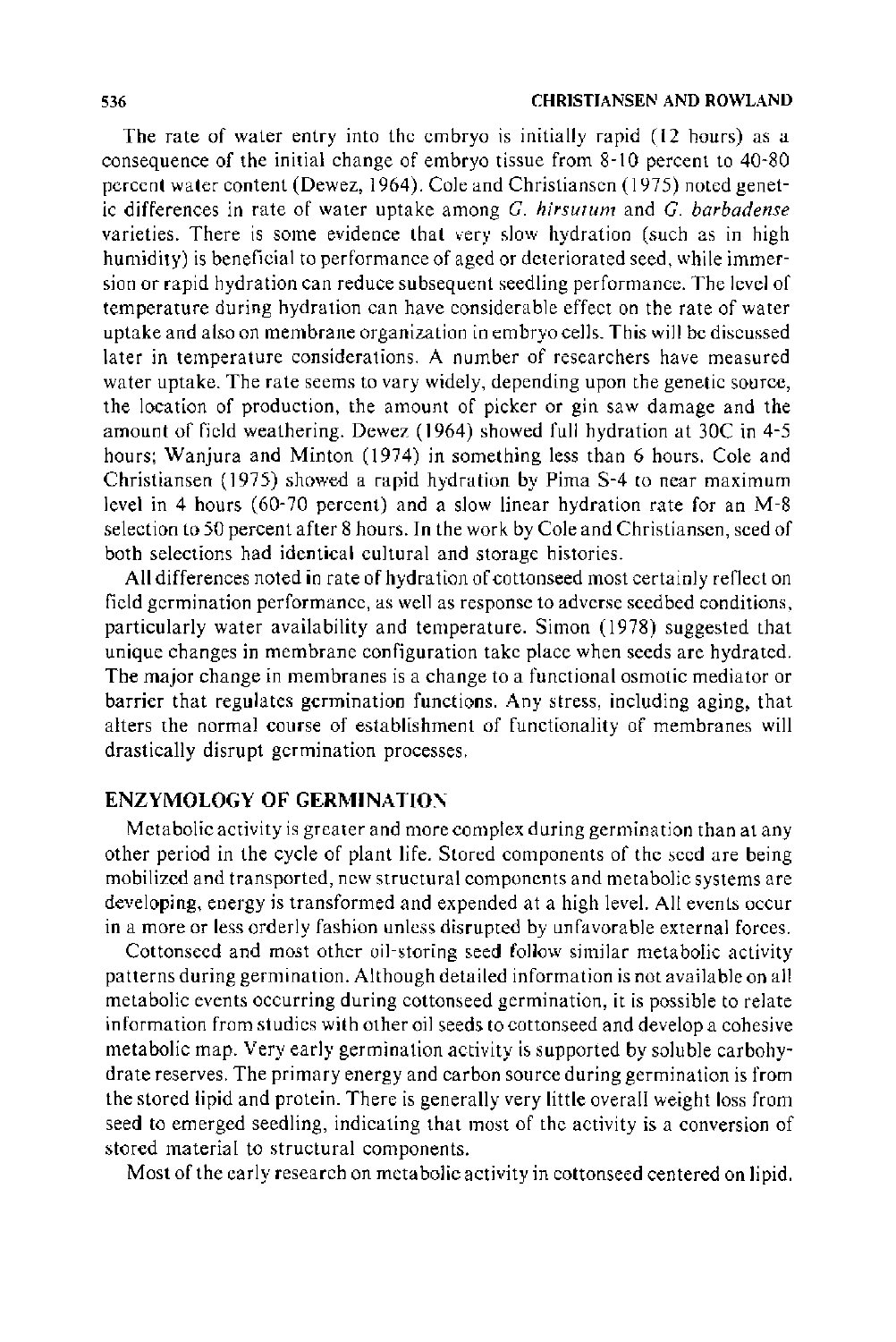The rate of water entry into the embryo is initially rapid (12 hours) as a consequence of the initial change of embryo tissue from 8-10 percent to 40-80 percent water content (Dewez, 1964). Cole and Christiansen (1975) noted genetic differences in rate of water uptake among *G. hirsutum* and *G. barbadense* varieties. There is some evidence that very slow hydration (such as in high humidity) is beneficial to performance of aged or deteriorated seed, while immersion or rapid hydration can reduce subsequent seedling performance. The level of temperature during hydration can have considerable effect on the rate of water uptake and also on membrane organization in embryo cells. This will be discussed later in temperature considerations. A number of researchers have measured water uptake. The rate seems to vary widely, depending upon the genetic source, the location of production, the amount of picker or gin saw damage and the amount of field weathering. Dewez (1964) showed full hydration at 30C in 4-5 hours; Wanjura and Minton (1974) in something less than 6 hours. Cole and Christiansen (1975) showed a rapid hydration by Pima S-4 to near maximum level in 4 hours (60-70 percent) and a slow linear hydration rate for an M-8 selection to 50 percent after 8 hours. In the work by Cole and Christiansen, seed of both selections had identical cultural and storage histories.

All differences noted in rate of hydration of cottonseed most certainly reflect on field germination performance, as well as response to adverse seedbed conditions, particularly water availability and temperature. Simon (1978) suggested that unique changes in membrane configuration take place when seeds are hydrated. The major change in membranes is a change to a functional osmotic mediator or barrier that regulates germination functions. Any stress, including aging, that alters the normal course of establishment of functionality of membranes will drastically disrupt germination processes.

## ENZYMOLOGY OF GERMINATION

Metabolic activity is greater and more complex during germination than at any other period in the cycle of plant life. Stored components of the seed are being mobilized and transported, new structural components and metabolic systems are developing, energy is transformed and expended at a high level. All events occur in a more or less orderly fashion unless disrupted by unfavorable external forces.

Cottonseed and most other oil-storing seed follow similar metabolic activity patterns during germination. Although detailed information is not available on all metabolic events occurring during cottonseed germination, it is possible to relate information from studies with other oil seeds to cottonseed and develop a cohesive metabolic map. Very early germination activity is supported by soluble carbohydrate reserves. The primary energy and carbon source during germination is from the stored lipid and protein. There is generally very little overall weight loss from seed to emerged seedling, indicating that most of the activity is a conversion of stored material to structural components.

Most of the early research on metabolic activity in cottonseed centered on lipid.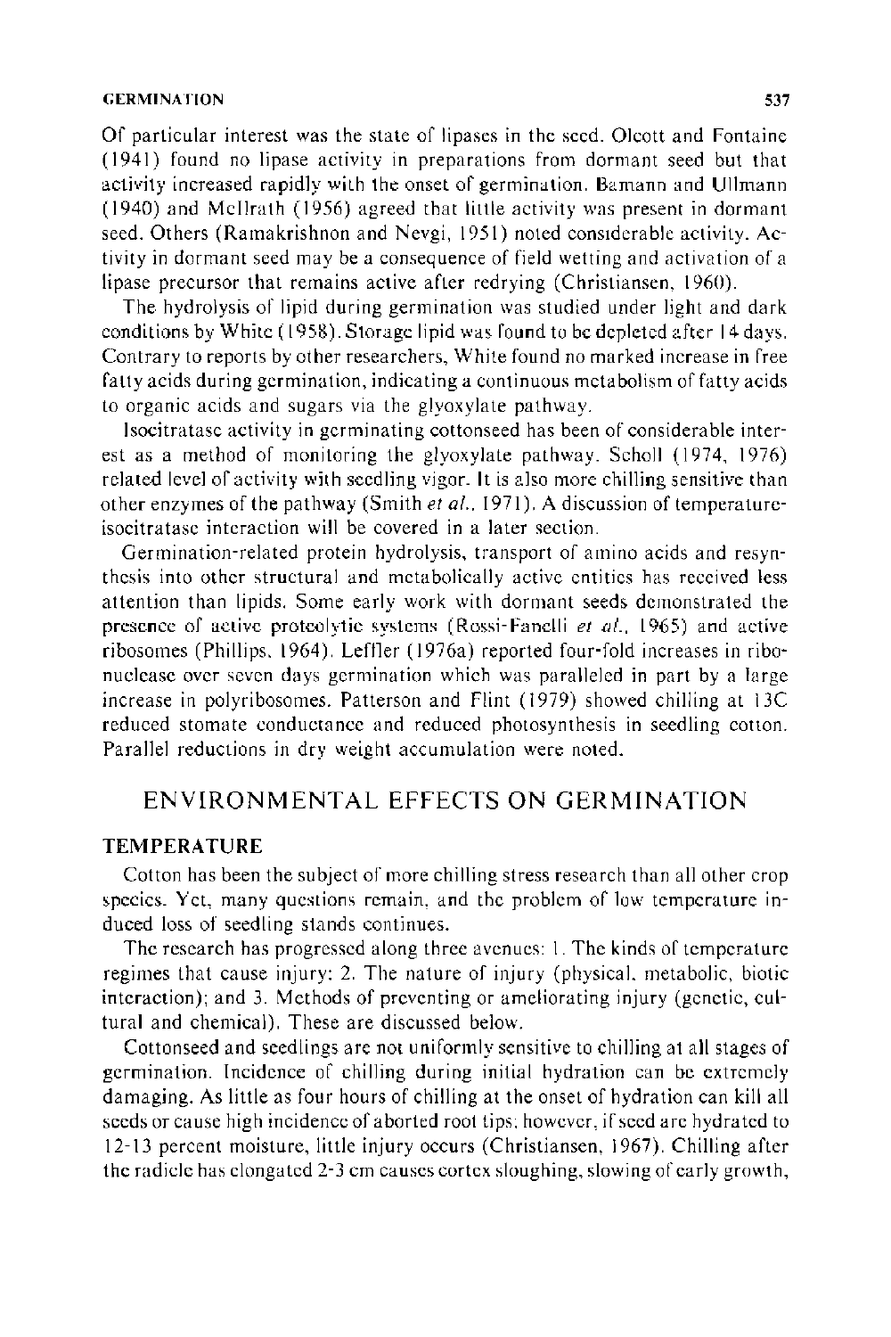Of particular interest was the state of lipases in the seed. Olcott and Fontaine (1941) found no lipase activity in preparations from dormant seed but that activity increased rapidly with the onset of germination. Bamann and Ullmann (1940) and McIlrath (1956) agreed that little activity was present in dormant seed. Others (Ramakrishnon and Nevgi, 1951) noted considerable activity. Activity in dormant seed may be a consequence of field wetting and activation of a lipase precursor that remains active after redrying (Christiansen, 1960).

The hydrolysis of lipid during germination was studied under light and dark conditions by White (1958). Storage lipid was found to be depleted after 14 days. Contrary to reports by other researchers, White found no marked increase in free fatty acids during germination, indicating a continuous metabolism of fatty acids to organic acids and sugars via the glyoxylate pathway.

Isocitratase activity in germinating cottonseed has been of considerable interest as a method of monitoring the glyoxylate pathway. Scholl (1974, 1976) related level of activity with seedling vigor. It is also more chilling sensitive than other enzymes of the pathway (Smith *et al.*, 1971). A discussion of temperature-isocitratase interaction will be covered in a later section.

Germination-related protein hydrolysis, transport of amino acids and resynthesis into other structural and metabolically active entities has received less attention than lipids. Some early work with dormant seeds demonstrated the presence of active proteolytic systems (Rossi-Fanelli *et al.*, 1965) and active ribosomes (Phillips, 1964). Leffler (1976a) reported four-fold increases in ribonuclease over seven days germination which was paralleled in part by a large increase in polyribosomes. Patterson and Flint (1979) showed chilling at 13C reduced stomate conductance and reduced photosynthesis in seedling cotton. Parallel reductions in dry weight accumulation were noted.

## ENVIRONMENTAL EFFECTS ON GERMINATION

### TEMPERATURE

Cotton has been the subject of more chilling stress research than all other crop species. Yet, many questions remain, and the problem of low temperature induced loss of seedling stands continues.

The research has progressed along three avenues: 1. The kinds of temperature regimes that cause injury; 2. The nature of injury (physical, metabolic, biotic interaction); and 3. Methods of preventing or ameliorating injury (genetic, cultural and chemical). These are discussed below.

Cottonseed and seedlings are not uniformly sensitive to chilling at all stages of germination. Incidence of chilling during initial hydration can be extremely damaging. As little as four hours of chilling at the onset of hydration can kill all seeds or cause high incidence of aborted root tips; however, if seed are hydrated to 12-13 percent moisture, little injury occurs (Christiansen, 1967). Chilling after the radicle has elongated 2-3 cm causes cortex sloughing, slowing of early growth,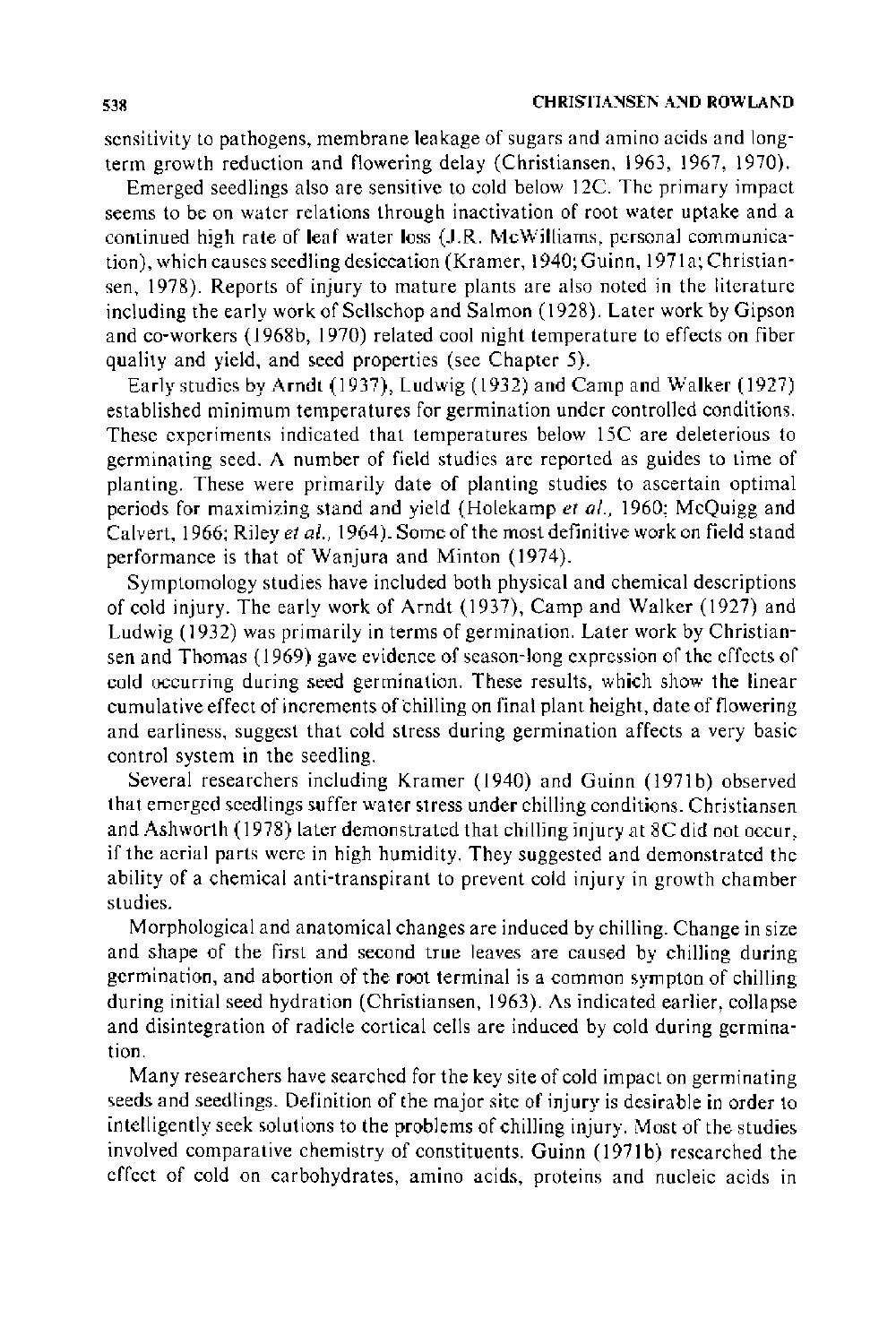sensitivity to pathogens, membrane leakage of sugars and amino acids and long-term growth reduction and flowering delay (Christiansen, 1963, 1967, 1970).

Emerged seedlings also are sensitive to cold below 12C. The primary impact seems to be on water relations through inactivation of root water uptake and a continued high rate of leaf water loss (J.R. McWilliams, personal communication), which causes seedling desiccation (Kramer, 1940; Guinn, 1971a; Christiansen, 1978). Reports of injury to mature plants are also noted in the literature including the early work of Sellschop and Salmon (1928). Later work by Gipson and co-workers (1968b, 1970) related cool night temperature to effects on fiber quality and yield, and seed properties (see Chapter 5).

Early studies by Arndt (1937), Ludwig (1932) and Camp and Walker (1927) established minimum temperatures for germination under controlled conditions. These experiments indicated that temperatures below 15C are deleterious to germinating seed. A number of field studies are reported as guides to time of planting. These were primarily date of planting studies to ascertain optimal periods for maximizing stand and yield (Holekamp *et al.*, 1960; McQuigg and Calvert, 1966; Riley *et al.*, 1964). Some of the most definitive work on field stand performance is that of Wanjura and Minton (1974).

Symptomology studies have included both physical and chemical descriptions of cold injury. The early work of Arndt (1937), Camp and Walker (1927) and Ludwig (1932) was primarily in terms of germination. Later work by Christiansen and Thomas (1969) gave evidence of season-long expression of the effects of cold occurring during seed germination. These results, which show the linear cumulative effect of increments of chilling on final plant height, date of flowering and earliness, suggest that cold stress during germination affects a very basic control system in the seedling.

Several researchers including Kramer (1940) and Guinn (1971b) observed that emerged seedlings suffer water stress under chilling conditions. Christiansen and Ashworth (1978) later demonstrated that chilling injury at 8C did not occur, if the aerial parts were in high humidity. They suggested and demonstrated the ability of a chemical anti-transpirant to prevent cold injury in growth chamber studies.

Morphological and anatomical changes are induced by chilling. Change in size and shape of the first and second true leaves are caused by chilling during germination, and abortion of the root terminal is a common sympton of chilling during initial seed hydration (Christiansen, 1963). As indicated earlier, collapse and disintegration of radicle cortical cells are induced by cold during germination.

Many researchers have searched for the key site of cold impact on germinating seeds and seedlings. Definition of the major site of injury is desirable in order to intelligently seek solutions to the problems of chilling injury. Most of the studies involved comparative chemistry of constituents. Guinn (1971b) researched the effect of cold on carbohydrates, amino acids, proteins and nucleic acids in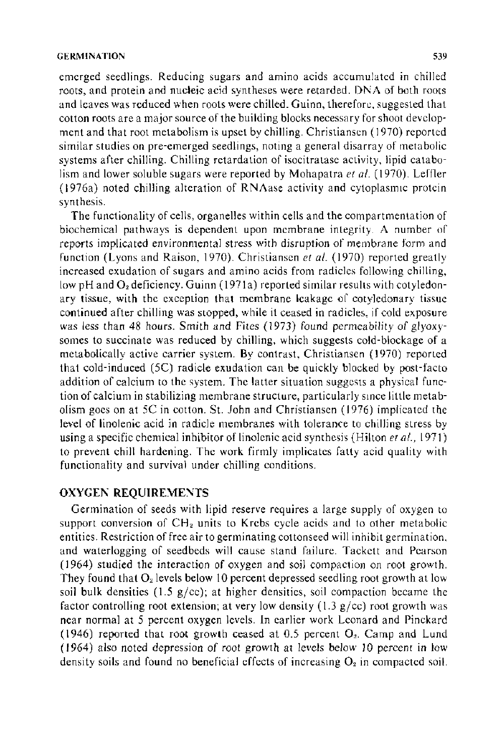emerged seedlings. Reducing sugars and amino acids accumulated in chilled roots, and protein and nucleic acid syntheses were retarded. DNA of both roots and leaves was reduced when roots were chilled. Guinn, therefore, suggested that cotton roots are a major source of the building blocks necessary for shoot development and that root metabolism is upset by chilling. Christiansen (1970) reported similar studies on pre-emerged seedlings, noting a general disarray of metabolic systems after chilling. Chilling retardation of isocitratase activity, lipid catabolism and lower soluble sugars were reported by Mohapatra *et al.* (1970). Leffler (1976a) noted chilling alteration of RNAase activity and cytoplasmic protein synthesis.

The functionality of cells, organelles within cells and the compartmentation of biochemical pathways is dependent upon membrane integrity. A number of reports implicated environmental stress with disruption of membrane form and function (Lyons and Raison, 1970). Christiansen *et al.* (1970) reported greatly increased exudation of sugars and amino acids from radicles following chilling, low pH and $O_2$ deficiency. Guinn (1971a) reported similar results with cotyledonary tissue, with the exception that membrane leakage of cotyledonary tissue continued after chilling was stopped, while it ceased in radicles, if cold exposure was less than 48 hours. Smith and Fites (1973) found permeability of glyoxysomes to succinate was reduced by chilling, which suggests cold-blockage of a metabolically active carrier system. By contrast, Christiansen (1970) reported that cold-induced (5C) radicle exudation can be quickly blocked by post-facto addition of calcium to the system. The latter situation suggests a physical function of calcium in stabilizing membrane structure, particularly since little metabolism goes on at 5C in cotton. St. John and Christiansen (1976) implicated the level of linolenic acid in radicle membranes with tolerance to chilling stress by using a specific chemical inhibitor of linolenic acid synthesis (Hilton *et al.*, 1971) to prevent chill hardening. The work firmly implicates fatty acid quality with functionality and survival under chilling conditions.

## OXYGEN REQUIREMENTS

Germination of seeds with lipid reserve requires a large supply of oxygen to support conversion of $CH_2$ units to Krebs cycle acids and to other metabolic entities. Restriction of free air to germinating cottonseed will inhibit germination, and waterlogging of seedbeds will cause stand failure. Tackett and Pearson (1964) studied the interaction of oxygen and soil compaction on root growth. They found that $O_2$ levels below 10 percent depressed seedling root growth at low soil bulk densities (1.5 g/cc); at higher densities, soil compaction became the factor controlling root extension; at very low density (1.3 g/cc) root growth was near normal at 5 percent oxygen levels. In earlier work Leonard and Pinckard (1946) reported that root growth ceased at 0.5 percent $O_2$. Camp and Lund (1964) also noted depression of root growth at levels below 10 percent in low density soils and found no beneficial effects of increasing $O_2$ in compacted soil.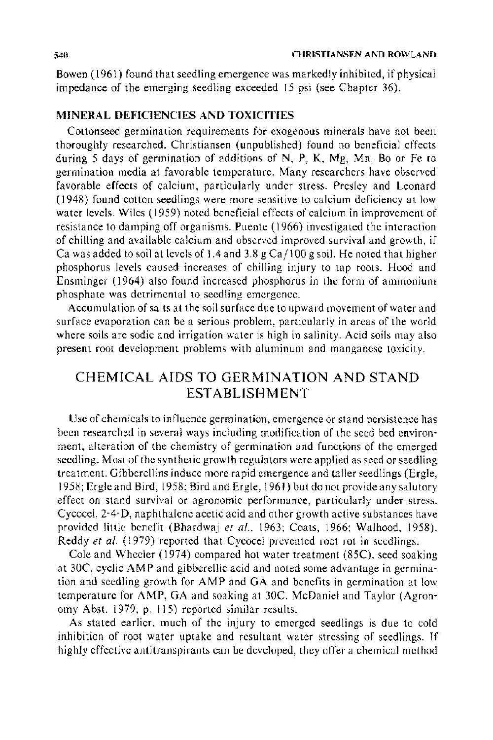Bowen (1961) found that seedling emergence was markedly inhibited, if physical impedance of the emerging seedling exceeded 15 psi (see Chapter 36).

### MINERAL DEFICIENCIES AND TOXICITIES

Cottonseed germination requirements for exogenous minerals have not been thoroughly researched. Christiansen (unpublished) found no beneficial effects during 5 days of germination of additions of N, P, K, Mg, Mn, Bo or Fe to germination media at favorable temperature. Many researchers have observed favorable effects of calcium, particularly under stress. Presley and Leonard (1948) found cotton seedlings were more sensitive to calcium deficiency at low water levels. Wiles (1959) noted beneficial effects of calcium in improvement of resistance to damping off organisms. Puente (1966) investigated the interaction of chilling and available calcium and observed improved survival and growth, if Ca was added to soil at levels of 1.4 and 3.8 g Ca/100 g soil. He noted that higher phosphorus levels caused increases of chilling injury to tap roots. Hood and Ensminger (1964) also found increased phosphorus in the form of ammonium phosphate was detrimental to seedling emergence.

Accumulation of salts at the soil surface due to upward movement of water and surface evaporation can be a serious problem, particularly in areas of the world where soils are sodic and irrigation water is high in salinity. Acid soils may also present root development problems with aluminum and manganese toxicity.

## CHEMICAL AIDS TO GERMINATION AND STAND ESTABLISHMENT

Use of chemicals to influence germination, emergence or stand persistence has been researched in several ways including modification of the seed bed environment, alteration of the chemistry of germination and functions of the emerged seedling. Most of the synthetic growth regulators were applied as seed or seedling treatment. Gibberellins induce more rapid emergence and taller seedlings (Ergle, 1958; Ergle and Bird, 1958; Bird and Ergle, 1961) but do not provide any salutory effect on stand survival or agronomic performance, particularly under stress. Cycocel, 2-4-D, naphthalene acetic acid and other growth active substances have provided little benefit (Bhardwaj *et al.*, 1963; Coats, 1966; Walhood, 1958). Reddy *et al.* (1979) reported that Cycocel prevented root rot in seedlings.

Cole and Wheeler (1974) compared hot water treatment (85C), seed soaking at 30C, cyclic AMP and gibberellic acid and noted some advantage in germination and seedling growth for AMP and GA and benefits in germination at low temperature for AMP, GA and soaking at 30C. McDaniel and Taylor (Agronomy Abst. 1979, p. 115) reported similar results.

As stated earlier, much of the injury to emerged seedlings is due to cold inhibition of root water uptake and resultant water stressing of seedlings. If highly effective antitranspirants can be developed, they offer a chemical method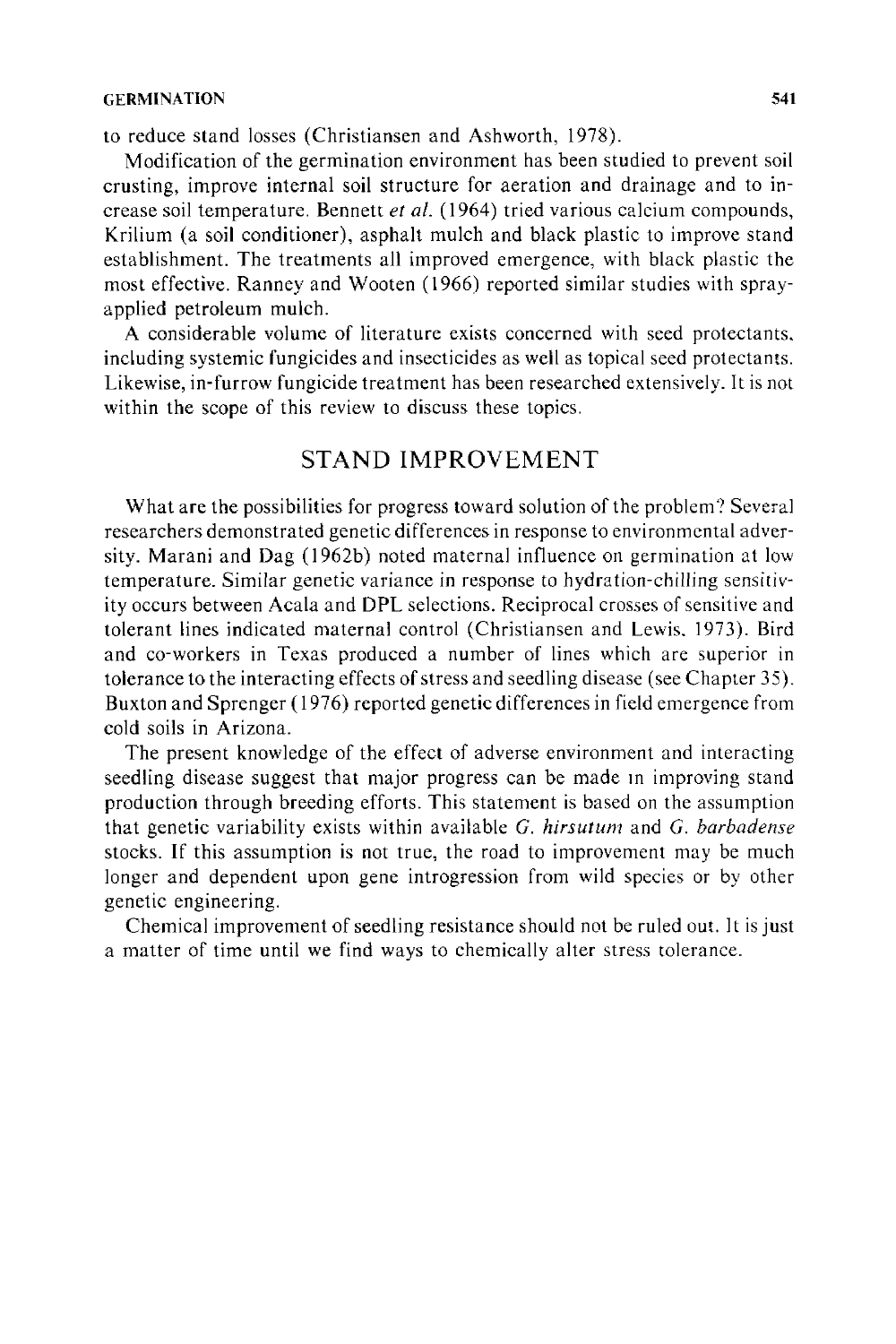to reduce stand losses (Christiansen and Ashworth, 1978).

Modification of the germination environment has been studied to prevent soil crusting, improve internal soil structure for aeration and drainage and to increase soil temperature. Bennett *et al.* (1964) tried various calcium compounds, Krilium (a soil conditioner), asphalt mulch and black plastic to improve stand establishment. The treatments all improved emergence, with black plastic the most effective. Ranney and Wooten (1966) reported similar studies with spray-applied petroleum mulch.

A considerable volume of literature exists concerned with seed protectants, including systemic fungicides and insecticides as well as topical seed protectants. Likewise, in-furrow fungicide treatment has been researched extensively. It is not within the scope of this review to discuss these topics.

## STAND IMPROVEMENT

What are the possibilities for progress toward solution of the problem? Several researchers demonstrated genetic differences in response to environmental adversity. Marani and Dag (1962b) noted maternal influence on germination at low temperature. Similar genetic variance in response to hydration-chilling sensitivity occurs between Acala and DPL selections. Reciprocal crosses of sensitive and tolerant lines indicated maternal control (Christiansen and Lewis, 1973). Bird and co-workers in Texas produced a number of lines which are superior in tolerance to the interacting effects of stress and seedling disease (see Chapter 35). Buxton and Sprenger (1976) reported genetic differences in field emergence from cold soils in Arizona.

The present knowledge of the effect of adverse environment and interacting seedling disease suggest that major progress can be made in improving stand production through breeding efforts. This statement is based on the assumption that genetic variability exists within available *G. hirsutum* and *G. barbadense* stocks. If this assumption is not true, the road to improvement may be much longer and dependent upon gene introgression from wild species or by other genetic engineering.

Chemical improvement of seedling resistance should not be ruled out. It is just a matter of time until we find ways to chemically alter stress tolerance.